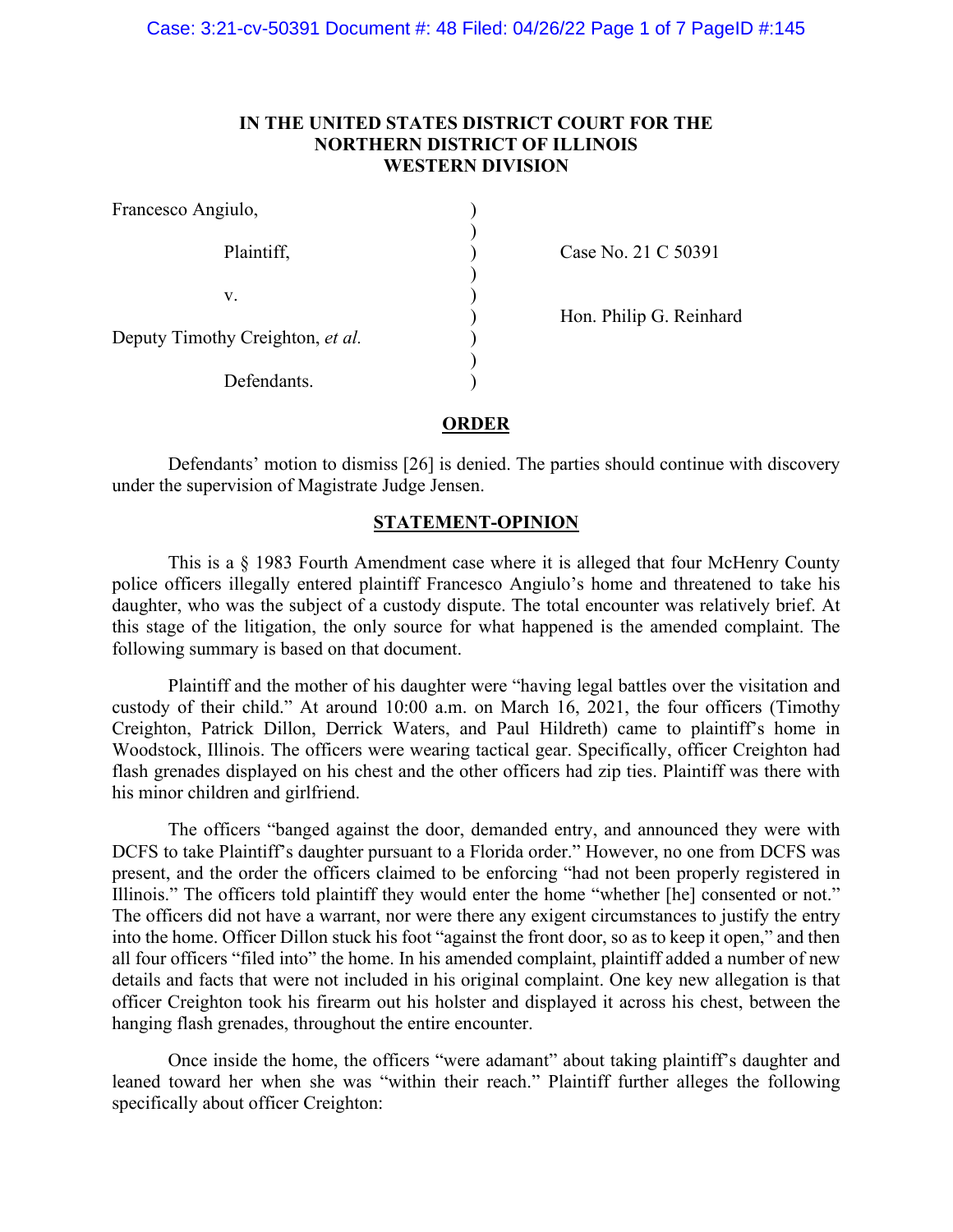**IN THE UNITED STATES DISTRICT COURT FOR THE NORTHERN DISTRICT OF ILLINOIS WESTERN DIVISION**

| | | |
|---|---|---|
| Francesco Angiulo, | ) | |
| | ) | |
| Plaintiff, | ) | Case No. 21 C 50391 |
| | ) | |
| v. | ) | |
| | ) | Hon. Philip G. Reinhard |
| Deputy Timothy Creighton, *et al.* | ) | |
| | ) | |
| Defendants. | ) | |

## ORDER

Defendants' motion to dismiss [26] is denied. The parties should continue with discovery under the supervision of Magistrate Judge Jensen.

## STATEMENT-OPINION

This is a § 1983 Fourth Amendment case where it is alleged that four McHenry County police officers illegally entered plaintiff Francesco Angiulo's home and threatened to take his daughter, who was the subject of a custody dispute. The total encounter was relatively brief. At this stage of the litigation, the only source for what happened is the amended complaint. The following summary is based on that document.

Plaintiff and the mother of his daughter were "having legal battles over the visitation and custody of their child." At around 10:00 a.m. on March 16, 2021, the four officers (Timothy Creighton, Patrick Dillon, Derrick Waters, and Paul Hildreth) came to plaintiff's home in Woodstock, Illinois. The officers were wearing tactical gear. Specifically, officer Creighton had flash grenades displayed on his chest and the other officers had zip ties. Plaintiff was there with his minor children and girlfriend.

The officers "banged against the door, demanded entry, and announced they were with DCFS to take Plaintiff's daughter pursuant to a Florida order." However, no one from DCFS was present, and the order the officers claimed to be enforcing "had not been properly registered in Illinois." The officers told plaintiff they would enter the home "whether [he] consented or not." The officers did not have a warrant, nor were there any exigent circumstances to justify the entry into the home. Officer Dillon stuck his foot "against the front door, so as to keep it open," and then all four officers "filed into" the home. In his amended complaint, plaintiff added a number of new details and facts that were not included in his original complaint. One key new allegation is that officer Creighton took his firearm out his holster and displayed it across his chest, between the hanging flash grenades, throughout the entire encounter.

Once inside the home, the officers "were adamant" about taking plaintiff's daughter and leaned toward her when she was "within their reach." Plaintiff further alleges the following specifically about officer Creighton: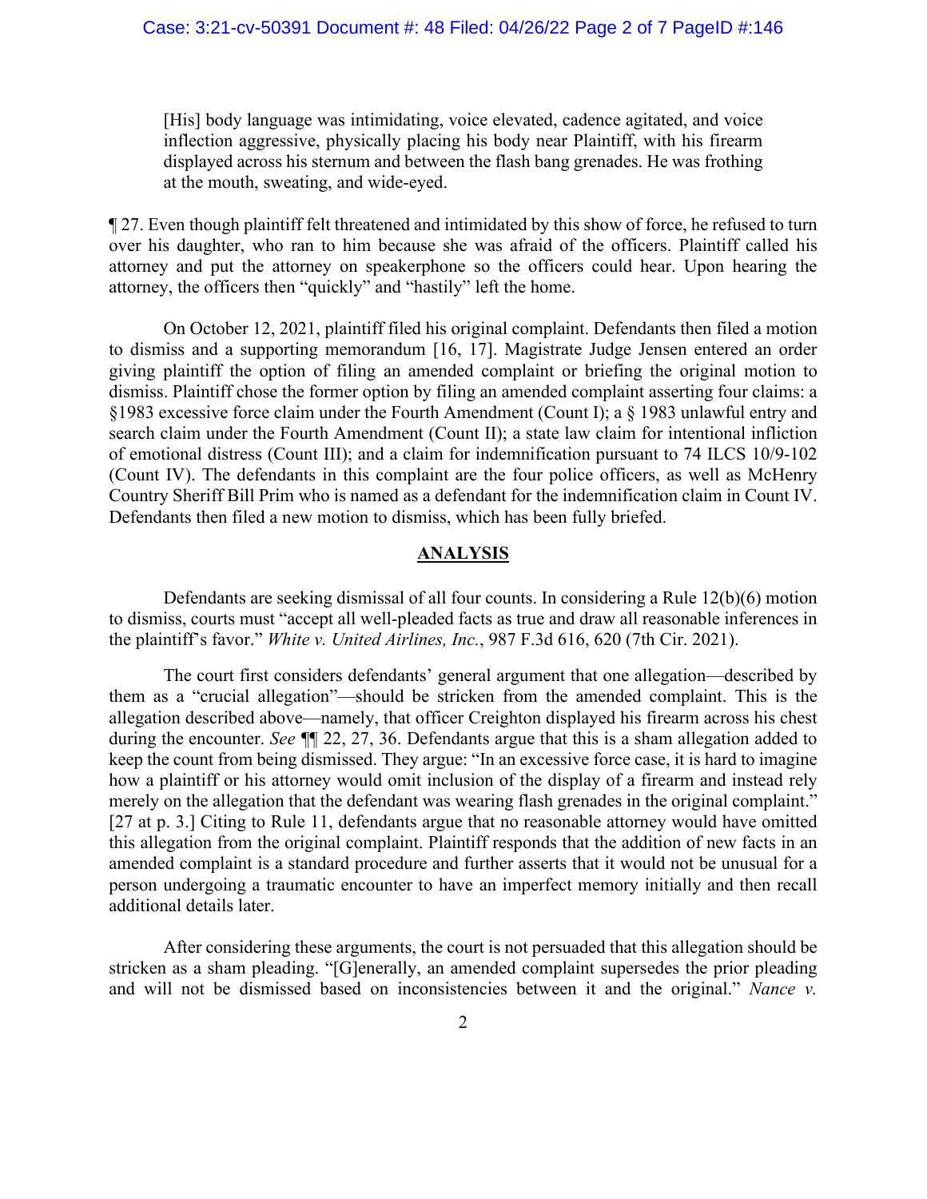> [His] body language was intimidating, voice elevated, cadence agitated, and voice inflection aggressive, physically placing his body near Plaintiff, with his firearm displayed across his sternum and between the flash bang grenades. He was frothing at the mouth, sweating, and wide-eyed.

¶ 27. Even though plaintiff felt threatened and intimidated by this show of force, he refused to turn over his daughter, who ran to him because she was afraid of the officers. Plaintiff called his attorney and put the attorney on speakerphone so the officers could hear. Upon hearing the attorney, the officers then "quickly" and "hastily" left the home.

On October 12, 2021, plaintiff filed his original complaint. Defendants then filed a motion to dismiss and a supporting memorandum [16, 17]. Magistrate Judge Jensen entered an order giving plaintiff the option of filing an amended complaint or briefing the original motion to dismiss. Plaintiff chose the former option by filing an amended complaint asserting four claims: a §1983 excessive force claim under the Fourth Amendment (Count I); a § 1983 unlawful entry and search claim under the Fourth Amendment (Count II); a state law claim for intentional infliction of emotional distress (Count III); and a claim for indemnification pursuant to 74 ILCS 10/9-102 (Count IV). The defendants in this complaint are the four police officers, as well as McHenry Country Sheriff Bill Prim who is named as a defendant for the indemnification claim in Count IV. Defendants then filed a new motion to dismiss, which has been fully briefed.

## ANALYSIS

Defendants are seeking dismissal of all four counts. In considering a Rule 12(b)(6) motion to dismiss, courts must "accept all well-pleaded facts as true and draw all reasonable inferences in the plaintiff's favor." *White v. United Airlines, Inc.*, 987 F.3d 616, 620 (7th Cir. 2021).

The court first considers defendants' general argument that one allegation—described by them as a "crucial allegation"—should be stricken from the amended complaint. This is the allegation described above—namely, that officer Creighton displayed his firearm across his chest during the encounter. *See* ¶¶ 22, 27, 36. Defendants argue that this is a sham allegation added to keep the count from being dismissed. They argue: "In an excessive force case, it is hard to imagine how a plaintiff or his attorney would omit inclusion of the display of a firearm and instead rely merely on the allegation that the defendant was wearing flash grenades in the original complaint." [27 at p. 3.] Citing to Rule 11, defendants argue that no reasonable attorney would have omitted this allegation from the original complaint. Plaintiff responds that the addition of new facts in an amended complaint is a standard procedure and further asserts that it would not be unusual for a person undergoing a traumatic encounter to have an imperfect memory initially and then recall additional details later.

After considering these arguments, the court is not persuaded that this allegation should be stricken as a sham pleading. "[G]enerally, an amended complaint supersedes the prior pleading and will not be dismissed based on inconsistencies between it and the original." *Nance v.*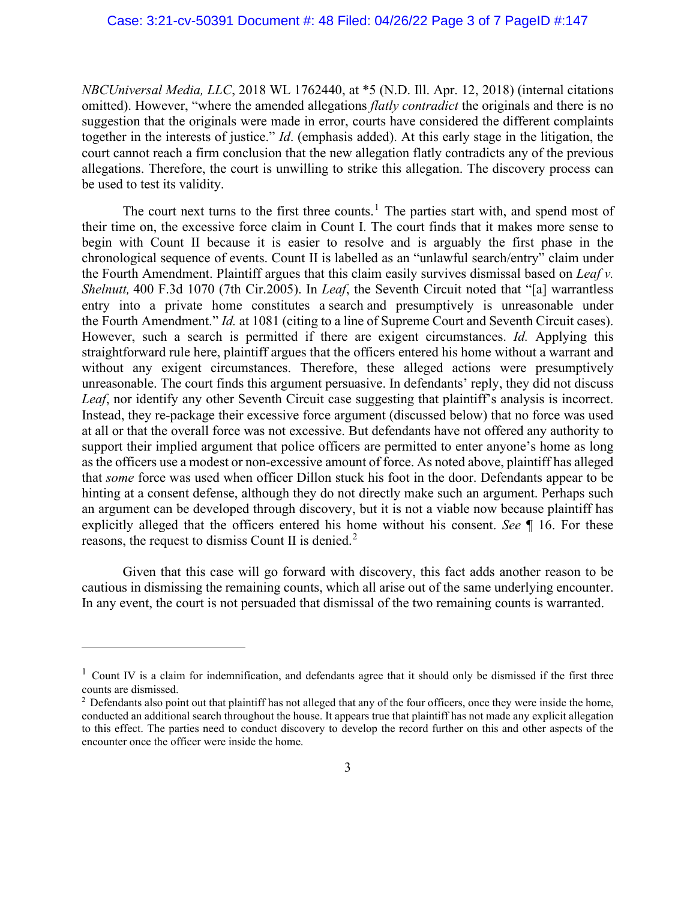*NBCUniversal Media, LLC*, 2018 WL 1762440, at *5 (N.D. Ill. Apr. 12, 2018) (internal citations omitted). However, "where the amended allegations *flatly contradict* the originals and there is no suggestion that the originals were made in error, courts have considered the different complaints together in the interests of justice." *Id*. (emphasis added). At this early stage in the litigation, the court cannot reach a firm conclusion that the new allegation flatly contradicts any of the previous allegations. Therefore, the court is unwilling to strike this allegation. The discovery process can be used to test its validity.

The court next turns to the first three counts.[1] The parties start with, and spend most of their time on, the excessive force claim in Count I. The court finds that it makes more sense to begin with Count II because it is easier to resolve and is arguably the first phase in the chronological sequence of events. Count II is labelled as an "unlawful search/entry" claim under the Fourth Amendment. Plaintiff argues that this claim easily survives dismissal based on *Leaf v. Shelnutt,* 400 F.3d 1070 (7th Cir.2005). In *Leaf*, the Seventh Circuit noted that "[a] warrantless entry into a private home constitutes a search and presumptively is unreasonable under the Fourth Amendment." *Id.* at 1081 (citing to a line of Supreme Court and Seventh Circuit cases). However, such a search is permitted if there are exigent circumstances. *Id.* Applying this straightforward rule here, plaintiff argues that the officers entered his home without a warrant and without any exigent circumstances. Therefore, these alleged actions were presumptively unreasonable. The court finds this argument persuasive. In defendants' reply, they did not discuss *Leaf*, nor identify any other Seventh Circuit case suggesting that plaintiff's analysis is incorrect. Instead, they re-package their excessive force argument (discussed below) that no force was used at all or that the overall force was not excessive. But defendants have not offered any authority to support their implied argument that police officers are permitted to enter anyone's home as long as the officers use a modest or non-excessive amount of force. As noted above, plaintiff has alleged that *some* force was used when officer Dillon stuck his foot in the door. Defendants appear to be hinting at a consent defense, although they do not directly make such an argument. Perhaps such an argument can be developed through discovery, but it is not a viable now because plaintiff has explicitly alleged that the officers entered his home without his consent. *See* ¶ 16. For these reasons, the request to dismiss Count II is denied.[2]

Given that this case will go forward with discovery, this fact adds another reason to be cautious in dismissing the remaining counts, which all arise out of the same underlying encounter. In any event, the court is not persuaded that dismissal of the two remaining counts is warranted.

---

[1] Count IV is a claim for indemnification, and defendants agree that it should only be dismissed if the first three counts are dismissed.

[2] Defendants also point out that plaintiff has not alleged that any of the four officers, once they were inside the home, conducted an additional search throughout the house. It appears true that plaintiff has not made any explicit allegation to this effect. The parties need to conduct discovery to develop the record further on this and other aspects of the encounter once the officer were inside the home.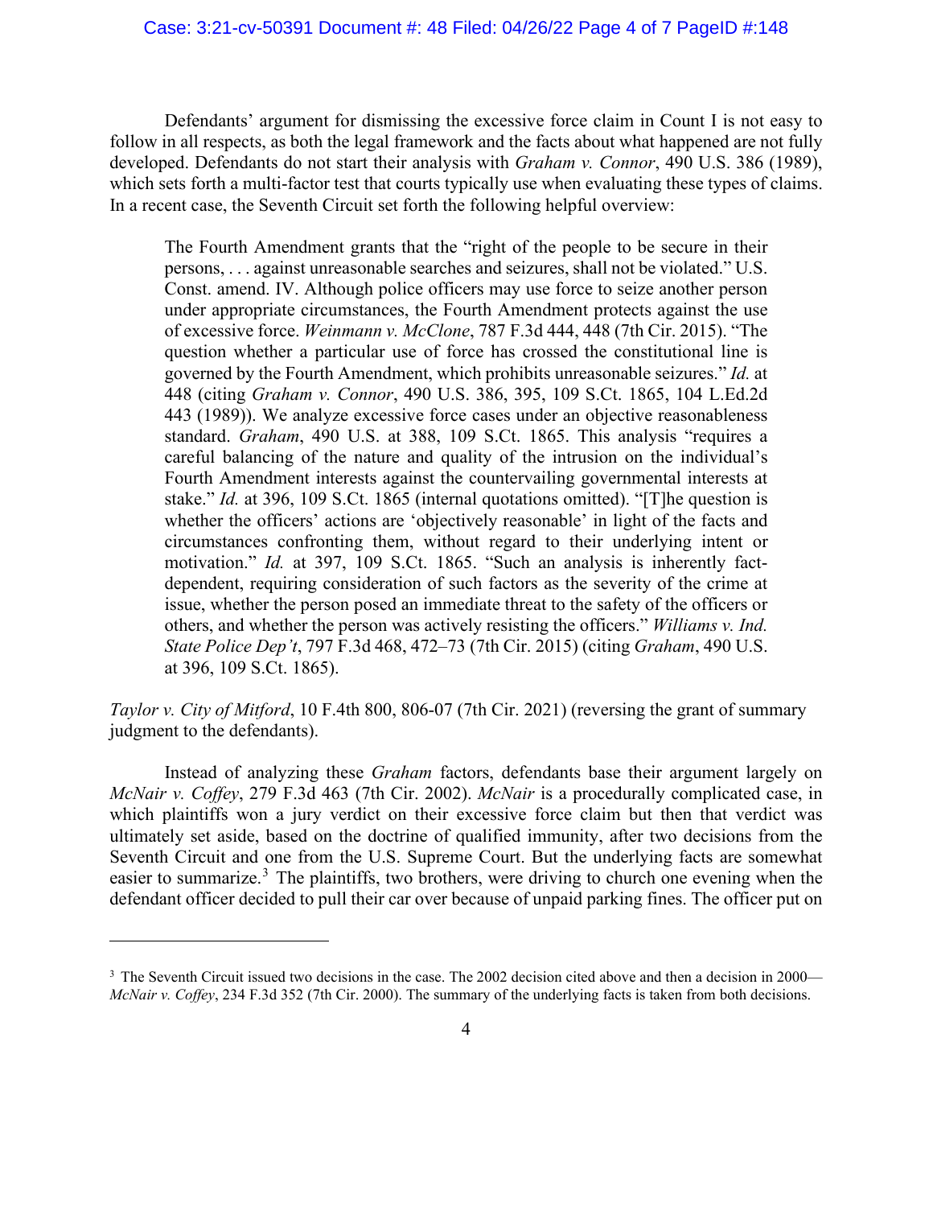Defendants' argument for dismissing the excessive force claim in Count I is not easy to follow in all respects, as both the legal framework and the facts about what happened are not fully developed. Defendants do not start their analysis with *Graham v. Connor*, 490 U.S. 386 (1989), which sets forth a multi-factor test that courts typically use when evaluating these types of claims. In a recent case, the Seventh Circuit set forth the following helpful overview:

> The Fourth Amendment grants that the "right of the people to be secure in their persons, . . . against unreasonable searches and seizures, shall not be violated." U.S. Const. amend. IV. Although police officers may use force to seize another person under appropriate circumstances, the Fourth Amendment protects against the use of excessive force. *Weinmann v. McClone*, 787 F.3d 444, 448 (7th Cir. 2015). "The question whether a particular use of force has crossed the constitutional line is governed by the Fourth Amendment, which prohibits unreasonable seizures." *Id.* at 448 (citing *Graham v. Connor*, 490 U.S. 386, 395, 109 S.Ct. 1865, 104 L.Ed.2d 443 (1989)). We analyze excessive force cases under an objective reasonableness standard. *Graham*, 490 U.S. at 388, 109 S.Ct. 1865. This analysis "requires a careful balancing of the nature and quality of the intrusion on the individual's Fourth Amendment interests against the countervailing governmental interests at stake." *Id.* at 396, 109 S.Ct. 1865 (internal quotations omitted). "[T]he question is whether the officers' actions are 'objectively reasonable' in light of the facts and circumstances confronting them, without regard to their underlying intent or motivation." *Id.* at 397, 109 S.Ct. 1865. "Such an analysis is inherently fact-dependent, requiring consideration of such factors as the severity of the crime at issue, whether the person posed an immediate threat to the safety of the officers or others, and whether the person was actively resisting the officers." *Williams v. Ind. State Police Dep't*, 797 F.3d 468, 472–73 (7th Cir. 2015) (citing *Graham*, 490 U.S. at 396, 109 S.Ct. 1865).

*Taylor v. City of Mitford*, 10 F.4th 800, 806-07 (7th Cir. 2021) (reversing the grant of summary judgment to the defendants).

Instead of analyzing these *Graham* factors, defendants base their argument largely on *McNair v. Coffey*, 279 F.3d 463 (7th Cir. 2002). *McNair* is a procedurally complicated case, in which plaintiffs won a jury verdict on their excessive force claim but then that verdict was ultimately set aside, based on the doctrine of qualified immunity, after two decisions from the Seventh Circuit and one from the U.S. Supreme Court. But the underlying facts are somewhat easier to summarize.[3] The plaintiffs, two brothers, were driving to church one evening when the defendant officer decided to pull their car over because of unpaid parking fines. The officer put on

[3] The Seventh Circuit issued two decisions in the case. The 2002 decision cited above and then a decision in 2000—*McNair v. Coffey*, 234 F.3d 352 (7th Cir. 2000). The summary of the underlying facts is taken from both decisions.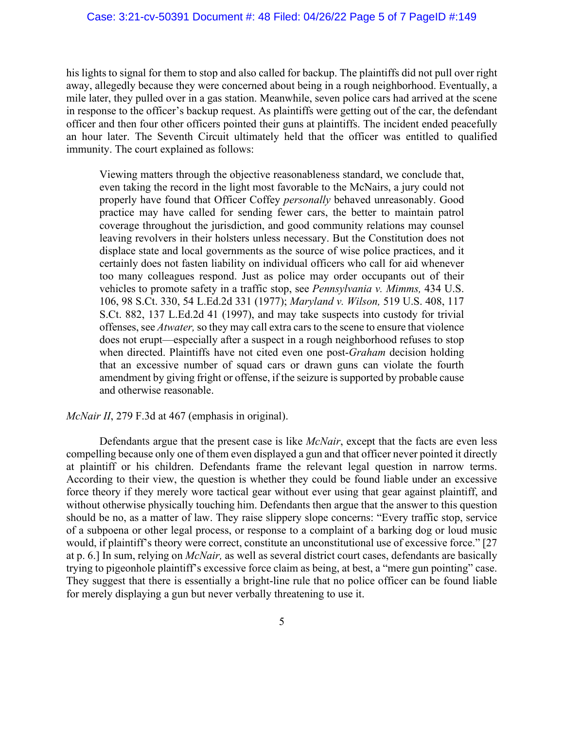his lights to signal for them to stop and also called for backup. The plaintiffs did not pull over right away, allegedly because they were concerned about being in a rough neighborhood. Eventually, a mile later, they pulled over in a gas station. Meanwhile, seven police cars had arrived at the scene in response to the officer's backup request. As plaintiffs were getting out of the car, the defendant officer and then four other officers pointed their guns at plaintiffs. The incident ended peacefully an hour later. The Seventh Circuit ultimately held that the officer was entitled to qualified immunity. The court explained as follows:

> Viewing matters through the objective reasonableness standard, we conclude that, even taking the record in the light most favorable to the McNairs, a jury could not properly have found that Officer Coffey *personally* behaved unreasonably. Good practice may have called for sending fewer cars, the better to maintain patrol coverage throughout the jurisdiction, and good community relations may counsel leaving revolvers in their holsters unless necessary. But the Constitution does not displace state and local governments as the source of wise police practices, and it certainly does not fasten liability on individual officers who call for aid whenever too many colleagues respond. Just as police may order occupants out of their vehicles to promote safety in a traffic stop, see *Pennsylvania v. Mimms,* 434 U.S. 106, 98 S.Ct. 330, 54 L.Ed.2d 331 (1977); *Maryland v. Wilson,* 519 U.S. 408, 117 S.Ct. 882, 137 L.Ed.2d 41 (1997), and may take suspects into custody for trivial offenses, see *Atwater,* so they may call extra cars to the scene to ensure that violence does not erupt—especially after a suspect in a rough neighborhood refuses to stop when directed. Plaintiffs have not cited even one post-*Graham* decision holding that an excessive number of squad cars or drawn guns can violate the fourth amendment by giving fright or offense, if the seizure is supported by probable cause and otherwise reasonable.

*McNair II*, 279 F.3d at 467 (emphasis in original).

Defendants argue that the present case is like *McNair*, except that the facts are even less compelling because only one of them even displayed a gun and that officer never pointed it directly at plaintiff or his children. Defendants frame the relevant legal question in narrow terms. According to their view, the question is whether they could be found liable under an excessive force theory if they merely wore tactical gear without ever using that gear against plaintiff, and without otherwise physically touching him. Defendants then argue that the answer to this question should be no, as a matter of law. They raise slippery slope concerns: "Every traffic stop, service of a subpoena or other legal process, or response to a complaint of a barking dog or loud music would, if plaintiff's theory were correct, constitute an unconstitutional use of excessive force." [27 at p. 6.] In sum, relying on *McNair,* as well as several district court cases, defendants are basically trying to pigeonhole plaintiff's excessive force claim as being, at best, a "mere gun pointing" case. They suggest that there is essentially a bright-line rule that no police officer can be found liable for merely displaying a gun but never verbally threatening to use it.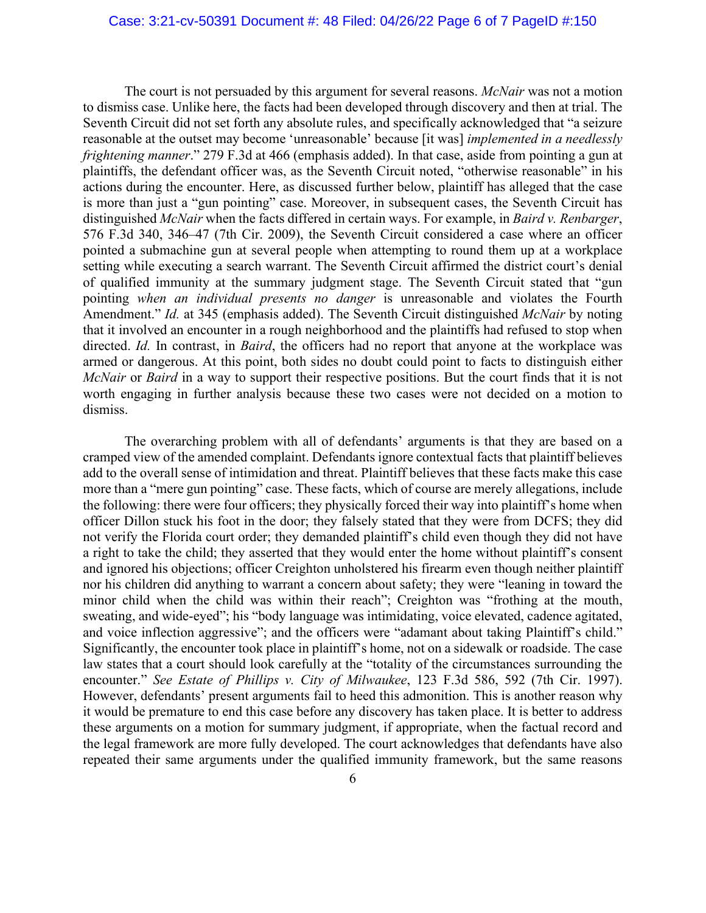The court is not persuaded by this argument for several reasons. *McNair* was not a motion to dismiss case. Unlike here, the facts had been developed through discovery and then at trial. The Seventh Circuit did not set forth any absolute rules, and specifically acknowledged that "a seizure reasonable at the outset may become 'unreasonable' because [it was] *implemented in a needlessly frightening manner*." 279 F.3d at 466 (emphasis added). In that case, aside from pointing a gun at plaintiffs, the defendant officer was, as the Seventh Circuit noted, "otherwise reasonable" in his actions during the encounter. Here, as discussed further below, plaintiff has alleged that the case is more than just a "gun pointing" case. Moreover, in subsequent cases, the Seventh Circuit has distinguished *McNair* when the facts differed in certain ways. For example, in *Baird v. Renbarger*, 576 F.3d 340, 346–47 (7th Cir. 2009), the Seventh Circuit considered a case where an officer pointed a submachine gun at several people when attempting to round them up at a workplace setting while executing a search warrant. The Seventh Circuit affirmed the district court's denial of qualified immunity at the summary judgment stage. The Seventh Circuit stated that "gun pointing *when an individual presents no danger* is unreasonable and violates the Fourth Amendment." *Id.* at 345 (emphasis added). The Seventh Circuit distinguished *McNair* by noting that it involved an encounter in a rough neighborhood and the plaintiffs had refused to stop when directed. *Id.* In contrast, in *Baird*, the officers had no report that anyone at the workplace was armed or dangerous. At this point, both sides no doubt could point to facts to distinguish either *McNair* or *Baird* in a way to support their respective positions. But the court finds that it is not worth engaging in further analysis because these two cases were not decided on a motion to dismiss.

The overarching problem with all of defendants' arguments is that they are based on a cramped view of the amended complaint. Defendants ignore contextual facts that plaintiff believes add to the overall sense of intimidation and threat. Plaintiff believes that these facts make this case more than a "mere gun pointing" case. These facts, which of course are merely allegations, include the following: there were four officers; they physically forced their way into plaintiff's home when officer Dillon stuck his foot in the door; they falsely stated that they were from DCFS; they did not verify the Florida court order; they demanded plaintiff's child even though they did not have a right to take the child; they asserted that they would enter the home without plaintiff's consent and ignored his objections; officer Creighton unholstered his firearm even though neither plaintiff nor his children did anything to warrant a concern about safety; they were "leaning in toward the minor child when the child was within their reach"; Creighton was "frothing at the mouth, sweating, and wide-eyed"; his "body language was intimidating, voice elevated, cadence agitated, and voice inflection aggressive"; and the officers were "adamant about taking Plaintiff's child." Significantly, the encounter took place in plaintiff's home, not on a sidewalk or roadside. The case law states that a court should look carefully at the "totality of the circumstances surrounding the encounter." *See Estate of Phillips v. City of Milwaukee*, 123 F.3d 586, 592 (7th Cir. 1997). However, defendants' present arguments fail to heed this admonition. This is another reason why it would be premature to end this case before any discovery has taken place. It is better to address these arguments on a motion for summary judgment, if appropriate, when the factual record and the legal framework are more fully developed. The court acknowledges that defendants have also repeated their same arguments under the qualified immunity framework, but the same reasons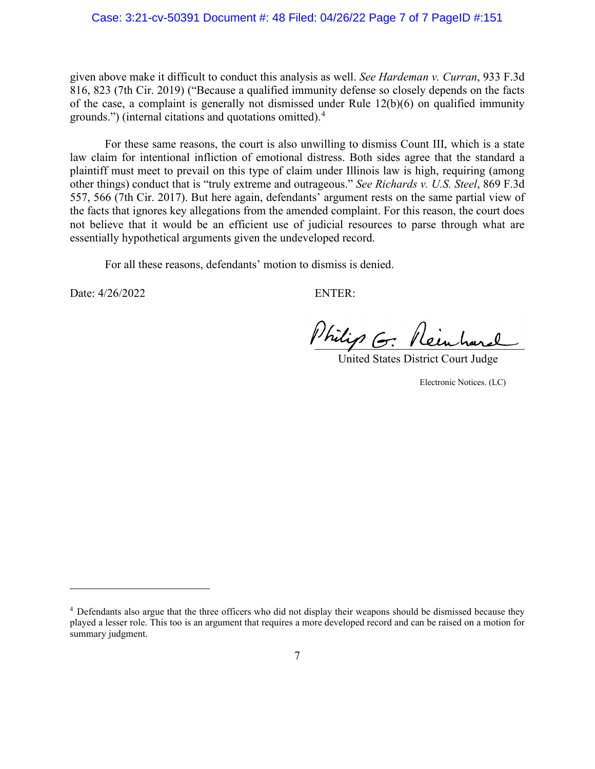given above make it difficult to conduct this analysis as well. *See Hardeman v. Curran*, 933 F.3d 816, 823 (7th Cir. 2019) ("Because a qualified immunity defense so closely depends on the facts of the case, a complaint is generally not dismissed under Rule 12(b)(6) on qualified immunity grounds.") (internal citations and quotations omitted).[4]

For these same reasons, the court is also unwilling to dismiss Count III, which is a state law claim for intentional infliction of emotional distress. Both sides agree that the standard a plaintiff must meet to prevail on this type of claim under Illinois law is high, requiring (among other things) conduct that is "truly extreme and outrageous." *See Richards v. U.S. Steel*, 869 F.3d 557, 566 (7th Cir. 2017). But here again, defendants' argument rests on the same partial view of the facts that ignores key allegations from the amended complaint. For this reason, the court does not believe that it would be an efficient use of judicial resources to parse through what are essentially hypothetical arguments given the undeveloped record.

For all these reasons, defendants' motion to dismiss is denied.

Date: 4/26/2022

ENTER:

Philip G. Reinhard

United States District Court Judge

Electronic Notices. (LC)

---

[4] Defendants also argue that the three officers who did not display their weapons should be dismissed because they played a lesser role. This too is an argument that requires a more developed record and can be raised on a motion for summary judgment.